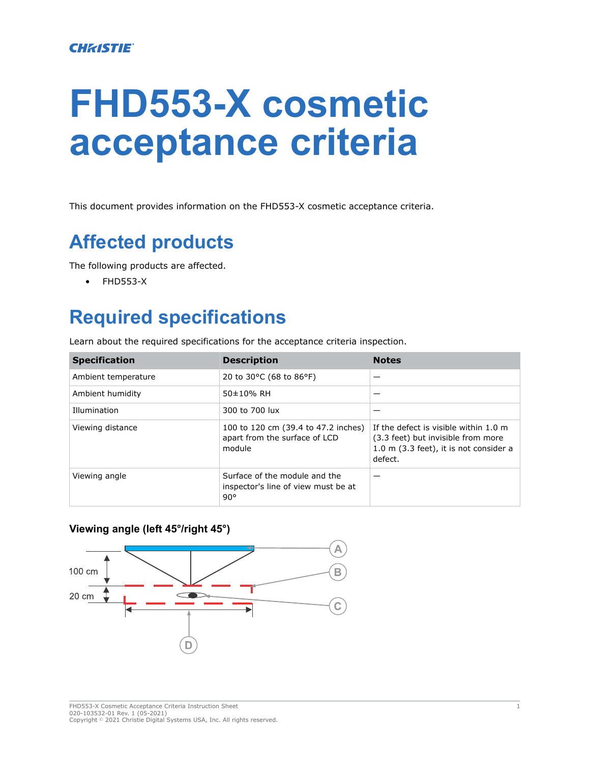**CHRISTIE**

# FHD553-X cosmetic acceptance criteria

This document provides information on the FHD553-X cosmetic acceptance criteria.

## Affected products

The following products are affected.

- FHD553-X

## Required specifications

Learn about the required specifications for the acceptance criteria inspection.

| Specification | Description | Notes |
|---|---|---|
| Ambient temperature | 20 to 30°C (68 to 86°F) | — |
| Ambient humidity | 50±10% RH | — |
| Illumination | 300 to 700 lux | — |
| Viewing distance | 100 to 120 cm (39.4 to 47.2 inches) apart from the surface of LCD module | If the defect is visible within 1.0 m (3.3 feet) but invisible from more 1.0 m (3.3 feet), it is not consider a defect. |
| Viewing angle | Surface of the module and the inspector's line of view must be at 90° | — |

### Viewing angle (left 45°/right 45°)

100 cm

20 cm

A

B

C

D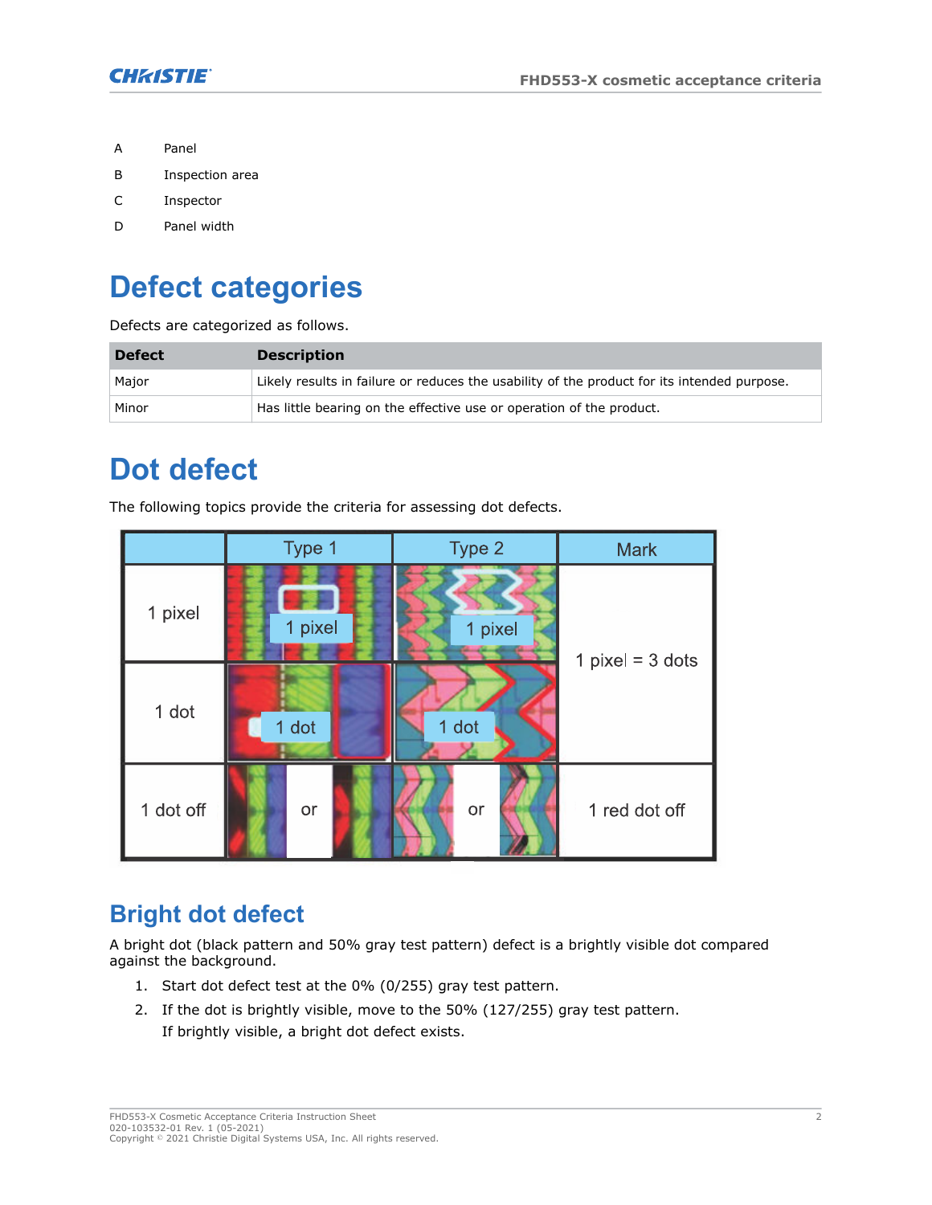| | |
|---|---|
| A | Panel |
| B | Inspection area |
| C | Inspector |
| D | Panel width |

# Defect categories

Defects are categorized as follows.

| Defect | Description |
|---|---|
| Major | Likely results in failure or reduces the usability of the product for its intended purpose. |
| Minor | Has little bearing on the effective use or operation of the product. |

# Dot defect

The following topics provide the criteria for assessing dot defects.

| | Type 1 | Type 2 | Mark |
|---|---|---|---|
| 1 pixel | 1 pixel | 1 pixel | 1 pixel = 3 dots |
| 1 dot | 1 dot | 1 dot | |
| 1 dot off | or | or | 1 red dot off |

## Bright dot defect

A bright dot (black pattern and 50% gray test pattern) defect is a brightly visible dot compared against the background.

1. Start dot defect test at the 0% (0/255) gray test pattern.
2. If the dot is brightly visible, move to the 50% (127/255) gray test pattern.
   If brightly visible, a bright dot defect exists.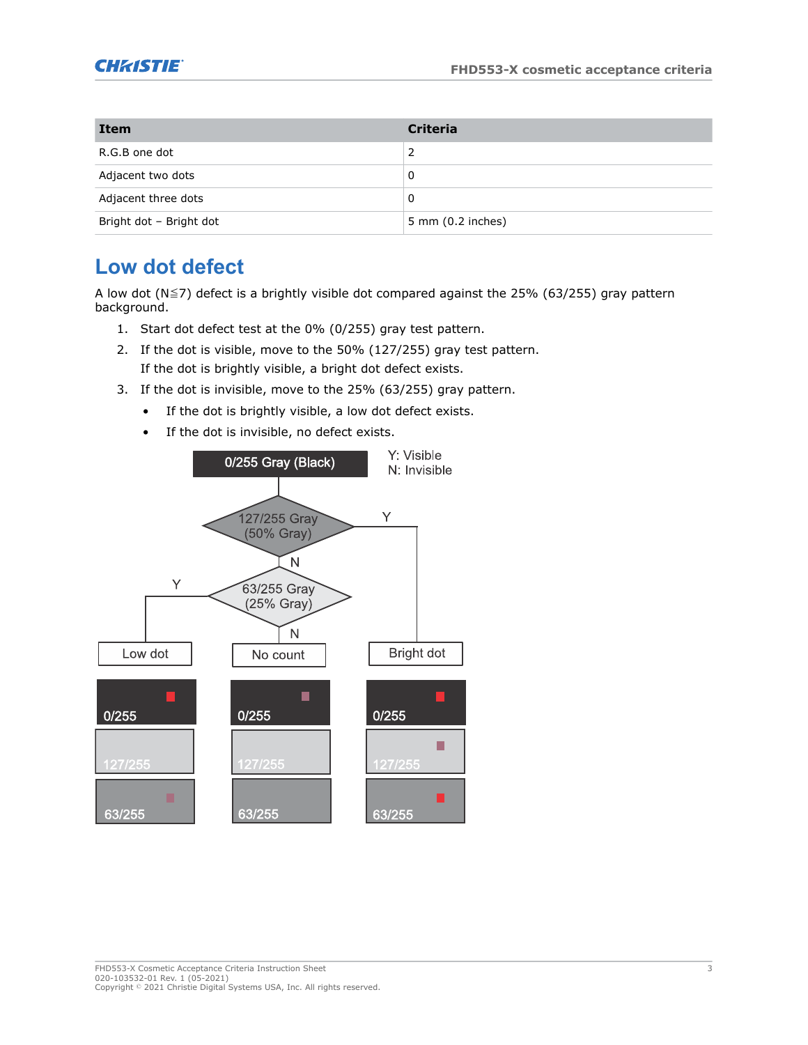| Item | Criteria |
| --- | --- |
| R.G.B one dot | 2 |
| Adjacent two dots | 0 |
| Adjacent three dots | 0 |
| Bright dot – Bright dot | 5 mm (0.2 inches) |

## Low dot defect

A low dot (N≦7) defect is a brightly visible dot compared against the 25% (63/255) gray pattern background.

1. Start dot defect test at the 0% (0/255) gray test pattern.
2. If the dot is visible, move to the 50% (127/255) gray test pattern.
   If the dot is brightly visible, a bright dot defect exists.
3. If the dot is invisible, move to the 25% (63/255) gray pattern.
   - If the dot is brightly visible, a low dot defect exists.
   - If the dot is invisible, no defect exists.

0/255 Gray (Black)

Y: Visible
N: Invisible

127/255 Gray (50% Gray)

63/255 Gray (25% Gray)

Low dot | No count | Bright dot

0/255 | 127/255 | 63/255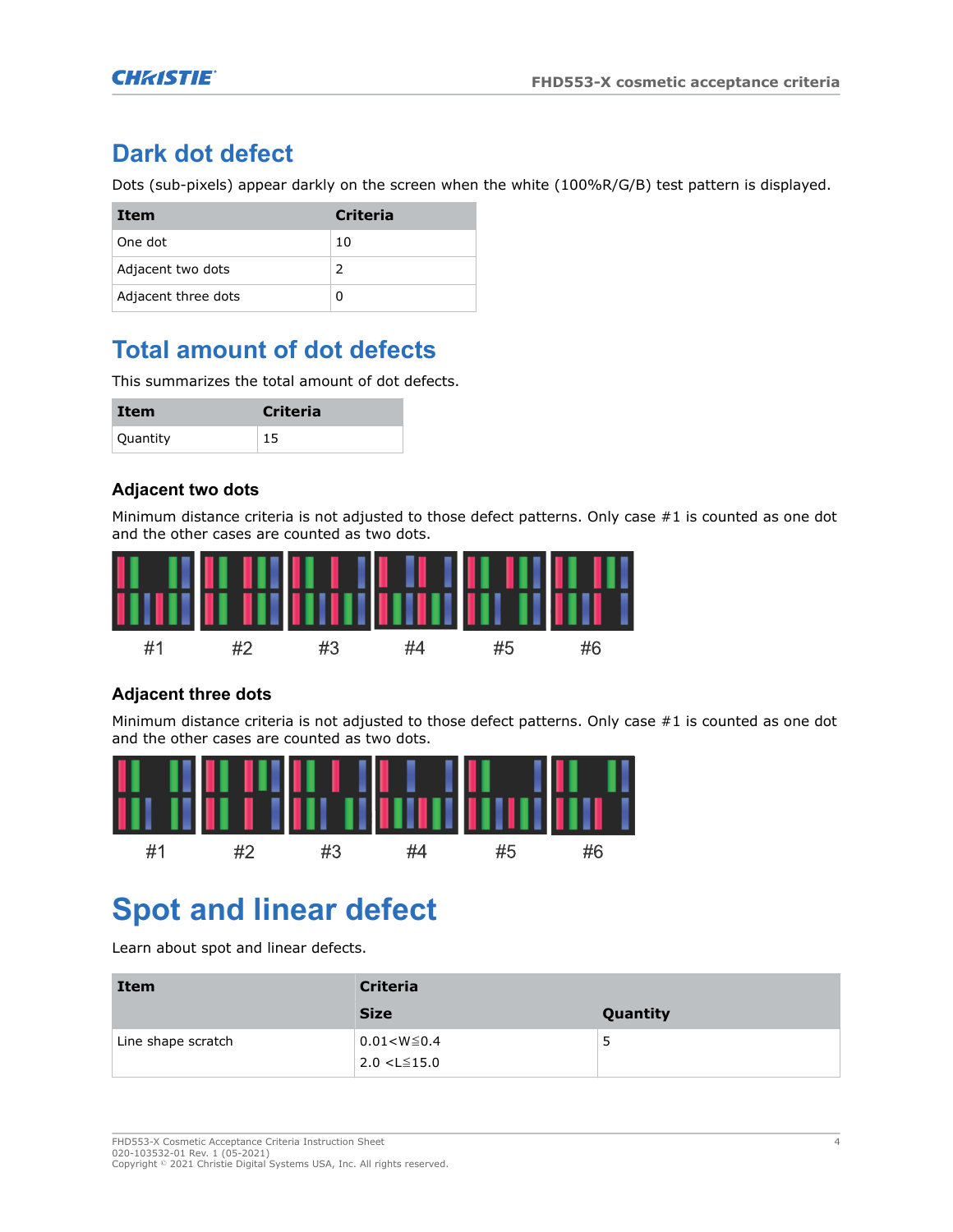## Dark dot defect

Dots (sub-pixels) appear darkly on the screen when the white (100%R/G/B) test pattern is displayed.

| Item | Criteria |
| --- | --- |
| One dot | 10 |
| Adjacent two dots | 2 |
| Adjacent three dots | 0 |

## Total amount of dot defects

This summarizes the total amount of dot defects.

| Item | Criteria |
| --- | --- |
| Quantity | 15 |

### Adjacent two dots

Minimum distance criteria is not adjusted to those defect patterns. Only case #1 is counted as one dot and the other cases are counted as two dots.

#1 #2 #3 #4 #5 #6

### Adjacent three dots

Minimum distance criteria is not adjusted to those defect patterns. Only case #1 is counted as one dot and the other cases are counted as two dots.

#1 #2 #3 #4 #5 #6

# Spot and linear defect

Learn about spot and linear defects.

| Item | Criteria | |
| --- | --- | --- |
| | Size | Quantity |
| Line shape scratch | $0.01 < W \leqq 0.4$<br>$2.0 < L \leqq 15.0$ | 5 |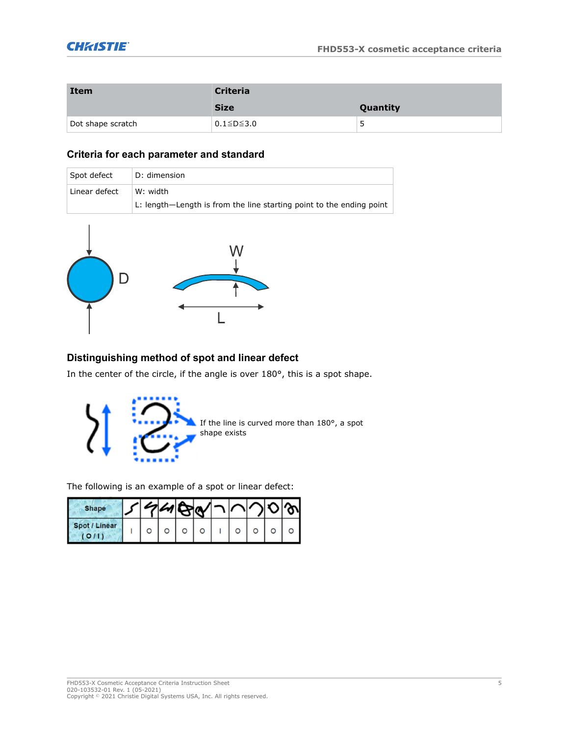| Item | Criteria | |
|---|---|---|
| | Size | Quantity |
| Dot shape scratch | 0.1≦D≦3.0 | 5 |

## Criteria for each parameter and standard

| Spot defect | D: dimension |
|---|---|
| Linear defect | W: width<br>L: length—Length is from the line starting point to the ending point |

## Distinguishing method of spot and linear defect

In the center of the circle, if the angle is over 180°, this is a spot shape.

If the line is curved more than 180°, a spot shape exists

The following is an example of a spot or linear defect:

| Shape | | | | | | | | | | |
|---|---|---|---|---|---|---|---|---|---|---|
| Spot / Linear (O / I) | I | O | O | O | O | I | O | O | O | O |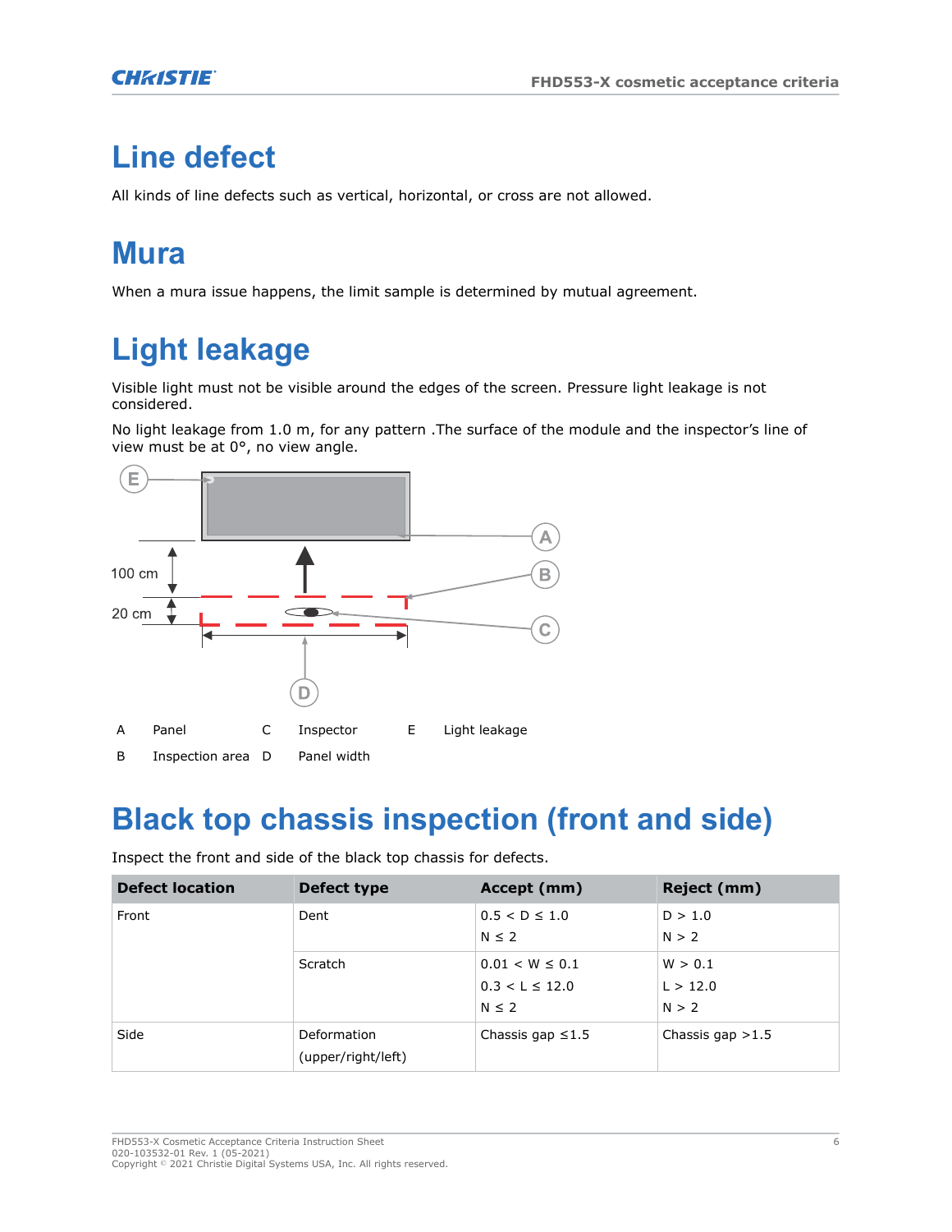# Line defect

All kinds of line defects such as vertical, horizontal, or cross are not allowed.

# Mura

When a mura issue happens, the limit sample is determined by mutual agreement.

# Light leakage

Visible light must not be visible around the edges of the screen. Pressure light leakage is not considered.

No light leakage from 1.0 m, for any pattern .The surface of the module and the inspector's line of view must be at 0°, no view angle.

100 cm

20 cm

| | | | | | |
|---|---|---|---|---|---|
| A | Panel | C | Inspector | E | Light leakage |
| B | Inspection area | D | Panel width | | |

# Black top chassis inspection (front and side)

Inspect the front and side of the black top chassis for defects.

| Defect location | Defect type | Accept (mm) | Reject (mm) |
|---|---|---|---|
| Front | Dent | 0.5 < D ≤ 1.0<br>N ≤ 2 | D > 1.0<br>N > 2 |
| | Scratch | 0.01 < W ≤ 0.1<br>0.3 < L ≤ 12.0<br>N ≤ 2 | W > 0.1<br>L > 12.0<br>N > 2 |
| Side | Deformation (upper/right/left) | Chassis gap ≤1.5 | Chassis gap >1.5 |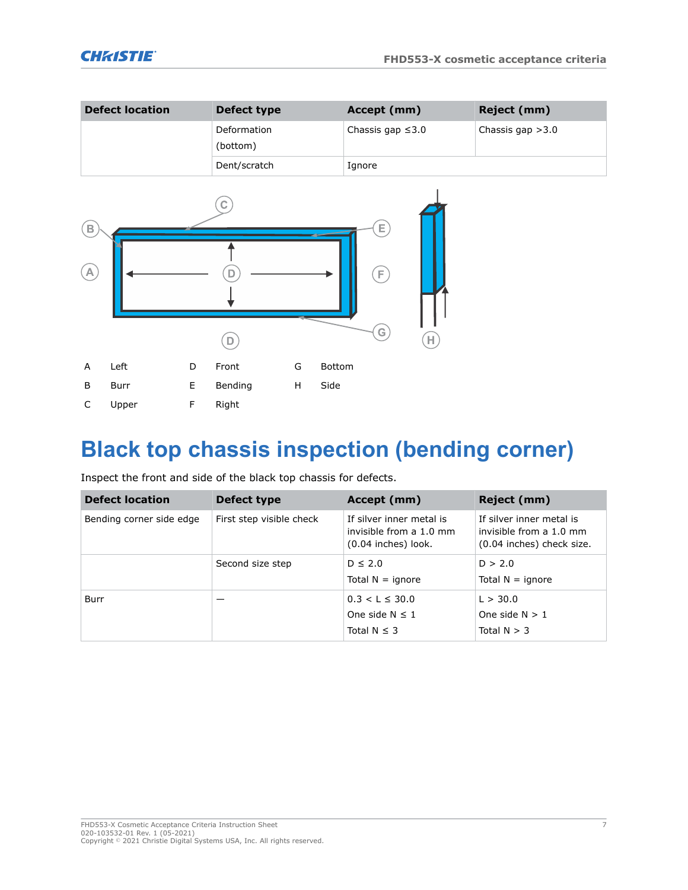| Defect location | Defect type | Accept (mm) | Reject (mm) |
| --- | --- | --- | --- |
| | Deformation (bottom) | Chassis gap ≤3.0 | Chassis gap >3.0 |
| | Dent/scratch | Ignore | |

| | | | | | |
| --- | --- | --- | --- | --- | --- |
| A | Left | D | Front | G | Bottom |
| B | Burr | E | Bending | H | Side |
| C | Upper | F | Right | | |

# Black top chassis inspection (bending corner)

Inspect the front and side of the black top chassis for defects.

| Defect location | Defect type | Accept (mm) | Reject (mm) |
| --- | --- | --- | --- |
| Bending corner side edge | First step visible check | If silver inner metal is invisible from a 1.0 mm (0.04 inches) look. | If silver inner metal is invisible from a 1.0 mm (0.04 inches) check size. |
| | Second size step | D ≤ 2.0<br>Total N = ignore | D > 2.0<br>Total N = ignore |
| Burr | — | 0.3 < L ≤ 30.0<br>One side N ≤ 1<br>Total N ≤ 3 | L > 30.0<br>One side N > 1<br>Total N > 3 |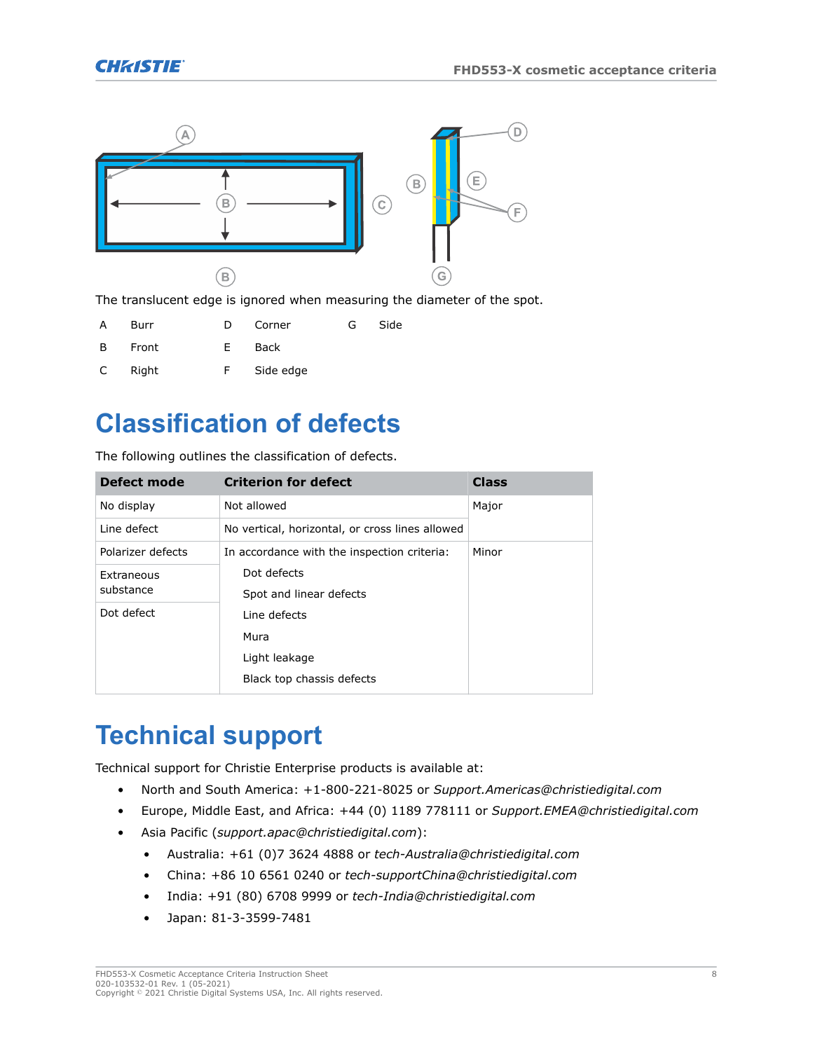The translucent edge is ignored when measuring the diameter of the spot.

| | | | | | |
|---|---|---|---|---|---|
| A | Burr | D | Corner | G | Side |
| B | Front | E | Back | | |
| C | Right | F | Side edge | | |

# Classification of defects

The following outlines the classification of defects.

| Defect mode | Criterion for defect | Class |
|---|---|---|
| No display | Not allowed | Major |
| Line defect | No vertical, horizontal, or cross lines allowed | |
| Polarizer defects | In accordance with the inspection criteria: | Minor |
| Extraneous substance | Dot defects<br>Spot and linear defects | |
| Dot defect | Line defects<br>Mura<br>Light leakage<br>Black top chassis defects | |

# Technical support

Technical support for Christie Enterprise products is available at:

- North and South America: +1-800-221-8025 or *Support.Americas@christiedigital.com*
- Europe, Middle East, and Africa: +44 (0) 1189 778111 or *Support.EMEA@christiedigital.com*
- Asia Pacific (*support.apac@christiedigital.com*):
  - Australia: +61 (0)7 3624 4888 or *tech-Australia@christiedigital.com*
  - China: +86 10 6561 0240 or *tech-supportChina@christiedigital.com*
  - India: +91 (80) 6708 9999 or *tech-India@christiedigital.com*
  - Japan: 81-3-3599-7481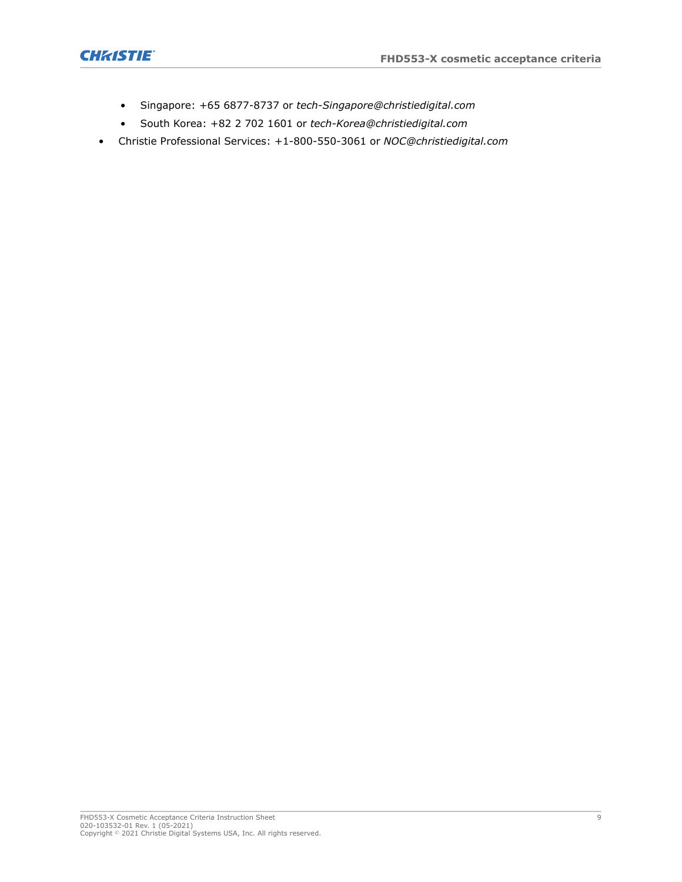- Singapore: +65 6877-8737 or *tech-Singapore@christiedigital.com*
    - South Korea: +82 2 702 1601 or *tech-Korea@christiedigital.com*
- Christie Professional Services: +1-800-550-3061 or *NOC@christiedigital.com*